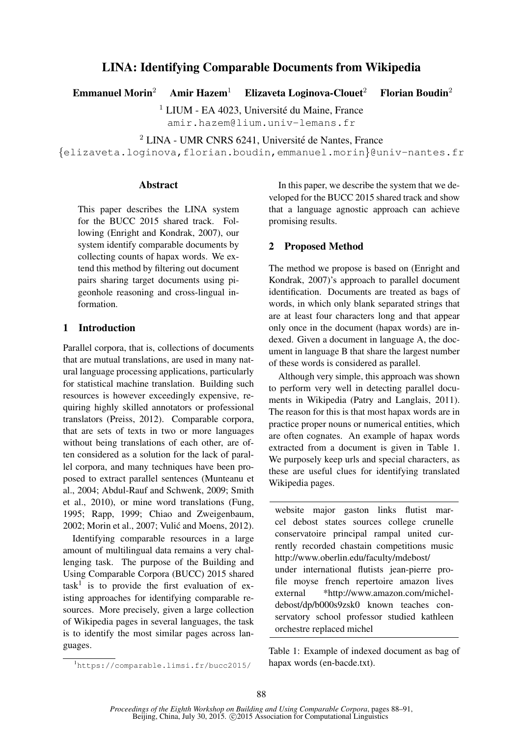# LINA: Identifying Comparable Documents from Wikipedia

**Emmanuel Morin**[2] **Amir Hazem**[1] **Elizaveta Loginova-Clouet**[2] **Florian Boudin**[2]

[1] LIUM - EA 4023, Université du Maine, France
amir.hazem@lium.univ-lemans.fr

[2] LINA - UMR CNRS 6241, Université de Nantes, France
{elizaveta.loginova,florian.boudin,emmanuel.morin}@univ-nantes.fr

## Abstract

This paper describes the LINA system for the BUCC 2015 shared track. Following (Enright and Kondrak, 2007), our system identify comparable documents by collecting counts of hapax words. We extend this method by filtering out document pairs sharing target documents using pigeonhole reasoning and cross-lingual information.

## 1 Introduction

Parallel corpora, that is, collections of documents that are mutual translations, are used in many natural language processing applications, particularly for statistical machine translation. Building such resources is however exceedingly expensive, requiring highly skilled annotators or professional translators (Preiss, 2012). Comparable corpora, that are sets of texts in two or more languages without being translations of each other, are often considered as a solution for the lack of parallel corpora, and many techniques have been proposed to extract parallel sentences (Munteanu et al., 2004; Abdul-Rauf and Schwenk, 2009; Smith et al., 2010), or mine word translations (Fung, 1995; Rapp, 1999; Chiao and Zweigenbaum, 2002; Morin et al., 2007; Vulić and Moens, 2012).

Identifying comparable resources in a large amount of multilingual data remains a very challenging task. The purpose of the Building and Using Comparable Corpora (BUCC) 2015 shared task[1] is to provide the first evaluation of existing approaches for identifying comparable resources. More precisely, given a large collection of Wikipedia pages in several languages, the task is to identify the most similar pages across languages.

[1] https://comparable.limsi.fr/bucc2015/

In this paper, we describe the system that we developed for the BUCC 2015 shared track and show that a language agnostic approach can achieve promising results.

## 2 Proposed Method

The method we propose is based on (Enright and Kondrak, 2007)'s approach to parallel document identification. Documents are treated as bags of words, in which only blank separated strings that are at least four characters long and that appear only once in the document (hapax words) are indexed. Given a document in language A, the document in language B that share the largest number of these words is considered as parallel.

Although very simple, this approach was shown to perform very well in detecting parallel documents in Wikipedia (Patry and Langlais, 2011). The reason for this is that most hapax words are in practice proper nouns or numerical entities, which are often cognates. An example of hapax words extracted from a document is given in Table 1. We purposely keep urls and special characters, as these are useful clues for identifying translated Wikipedia pages.

| website major gaston links flutist marcel debost states sources college crunelle conservatoire principal rampal united currently recorded chastain competitions music http://www.oberlin.edu/faculty/mdebost/ under international flutists jean-pierre profile moyse french repertoire amazon lives external *http://www.amazon.com/michel-debost/dp/b000s9zsk0 known teaches conservatory school professor studied kathleen orchestre replaced michel |
|---|

Table 1: Example of indexed document as bag of hapax words (en-bacde.txt).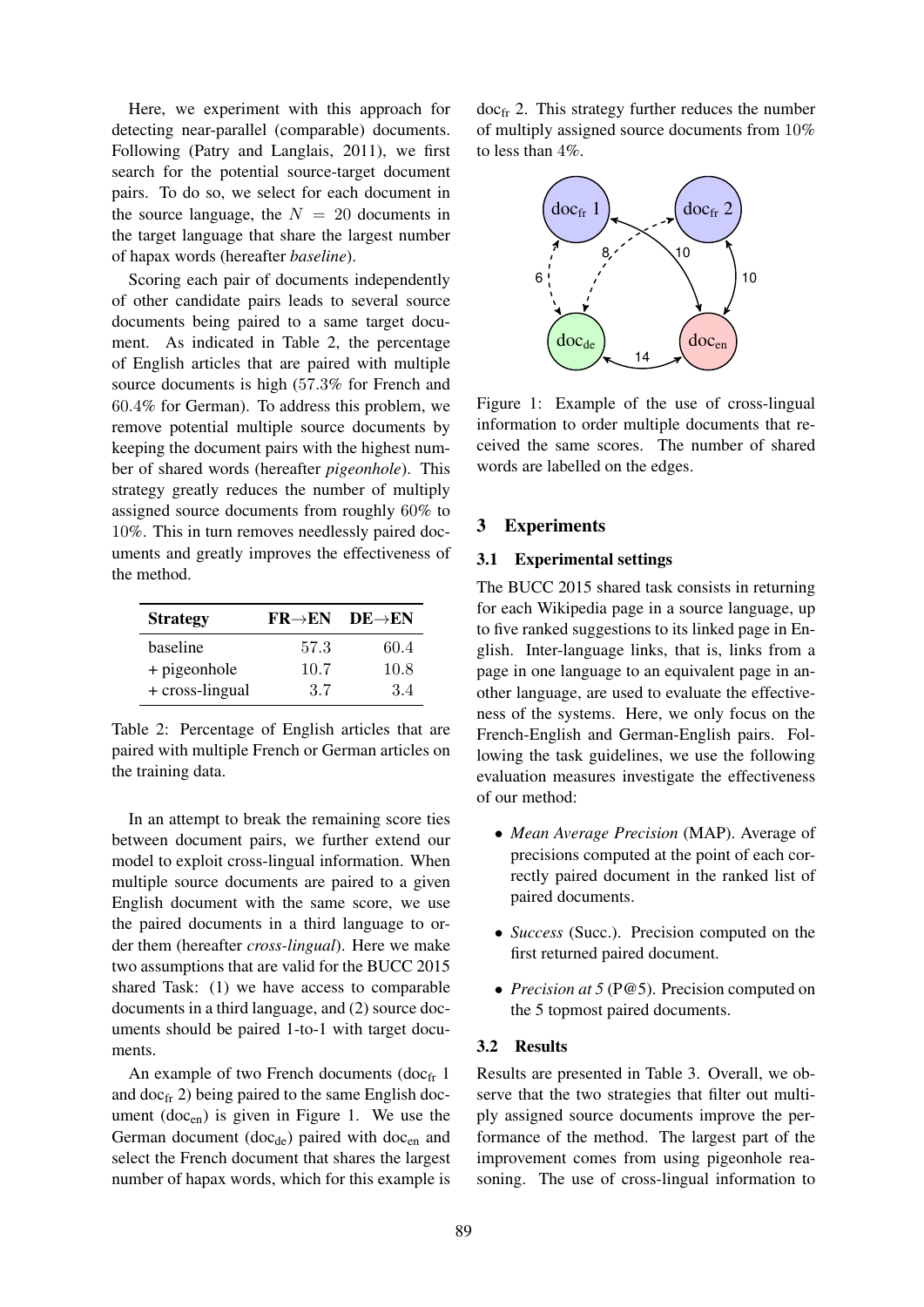Here, we experiment with this approach for detecting near-parallel (comparable) documents. Following (Patry and Langlais, 2011), we first search for the potential source-target document pairs. To do so, we select for each document in the source language, the $N = 20$ documents in the target language that share the largest number of hapax words (hereafter *baseline*).

Scoring each pair of documents independently of other candidate pairs leads to several source documents being paired to a same target document. As indicated in Table 2, the percentage of English articles that are paired with multiple source documents is high (57.3% for French and 60.4% for German). To address this problem, we remove potential multiple source documents by keeping the document pairs with the highest number of shared words (hereafter *pigeonhole*). This strategy greatly reduces the number of multiply assigned source documents from roughly 60% to 10%. This in turn removes needlessly paired documents and greatly improves the effectiveness of the method.

| Strategy | FR→EN | DE→EN |
|---|---|---|
| baseline | 57.3 | 60.4 |
| + pigeonhole | 10.7 | 10.8 |
| + cross-lingual | 3.7 | 3.4 |

Table 2: Percentage of English articles that are paired with multiple French or German articles on the training data.

In an attempt to break the remaining score ties between document pairs, we further extend our model to exploit cross-lingual information. When multiple source documents are paired to a given English document with the same score, we use the paired documents in a third language to order them (hereafter *cross-lingual*). Here we make two assumptions that are valid for the BUCC 2015 shared Task: (1) we have access to comparable documents in a third language, and (2) source documents should be paired 1-to-1 with target documents.

An example of two French documents ($\text{doc}_{\text{fr}}$ 1 and $\text{doc}_{\text{fr}}$ 2) being paired to the same English document ($\text{doc}_{\text{en}}$) is given in Figure 1. We use the German document ($\text{doc}_{\text{de}}$) paired with $\text{doc}_{\text{en}}$ and select the French document that shares the largest number of hapax words, which for this example is $\text{doc}_{\text{fr}}$ 2. This strategy further reduces the number of multiply assigned source documents from 10% to less than 4%.

Figure 1: Example of the use of cross-lingual information to order multiple documents that received the same scores. The number of shared words are labelled on the edges.

## 3 Experiments

### 3.1 Experimental settings

The BUCC 2015 shared task consists in returning for each Wikipedia page in a source language, up to five ranked suggestions to its linked page in English. Inter-language links, that is, links from a page in one language to an equivalent page in another language, are used to evaluate the effectiveness of the systems. Here, we only focus on the French-English and German-English pairs. Following the task guidelines, we use the following evaluation measures investigate the effectiveness of our method:

- *Mean Average Precision* (MAP). Average of precisions computed at the point of each correctly paired document in the ranked list of paired documents.
- *Success* (Succ.). Precision computed on the first returned paired document.
- *Precision at 5* (P@5). Precision computed on the 5 topmost paired documents.

### 3.2 Results

Results are presented in Table 3. Overall, we observe that the two strategies that filter out multiply assigned source documents improve the performance of the method. The largest part of the improvement comes from using pigeonhole reasoning. The use of cross-lingual information to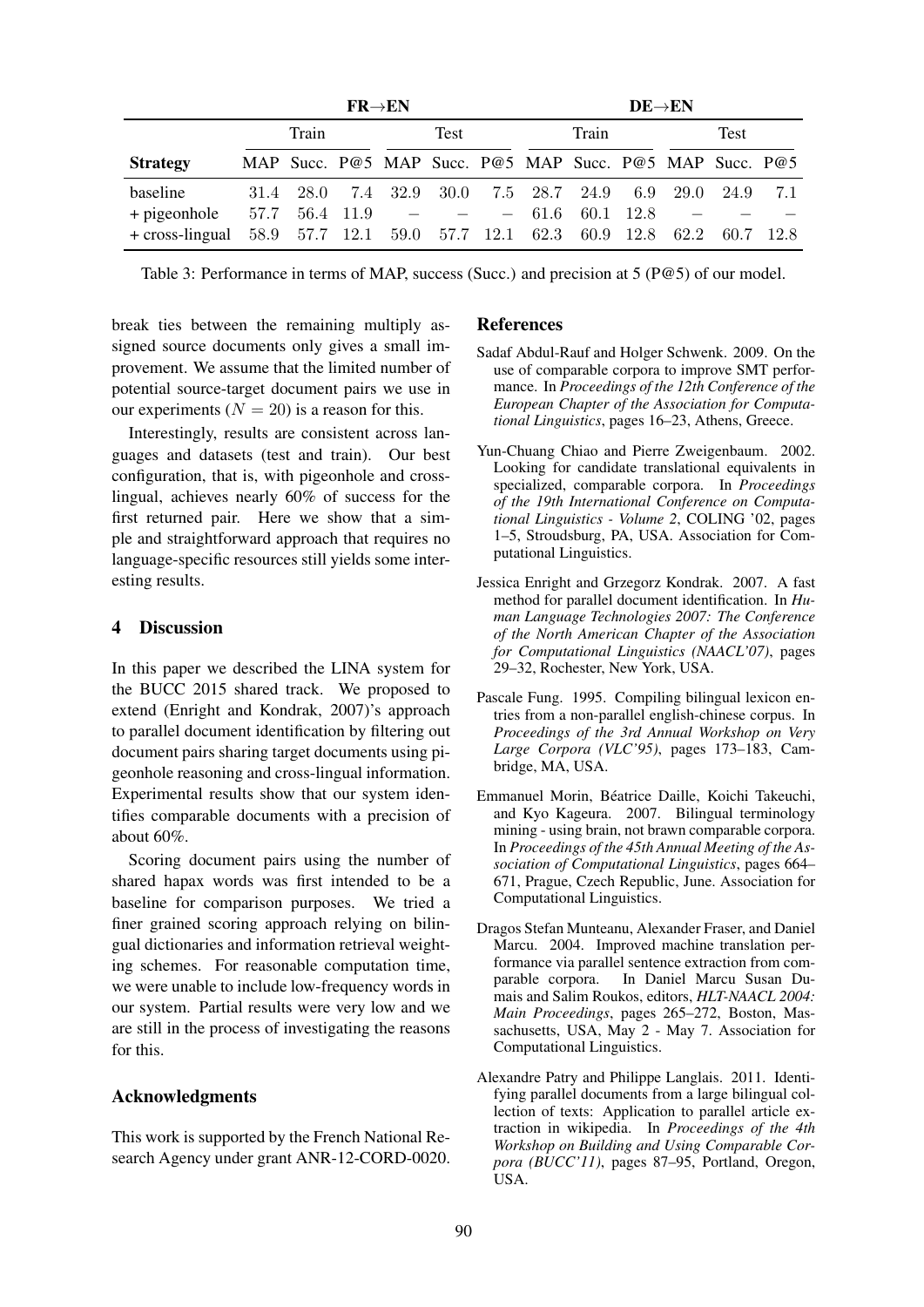| | FR→EN | | | | | | DE→EN | | | | | |
|---|---|---|---|---|---|---|---|---|---|---|---|---|
| | Train | | | Test | | | Train | | | Test | | |
| **Strategy** | MAP | Succ. | P@5 | MAP | Succ. | P@5 | MAP | Succ. | P@5 | MAP | Succ. | P@5 |
| baseline | 31.4 | 28.0 | 7.4 | 32.9 | 30.0 | 7.5 | 28.7 | 24.9 | 6.9 | 29.0 | 24.9 | 7.1 |
| + pigeonhole | 57.7 | 56.4 | 11.9 | – | – | – | 61.6 | 60.1 | 12.8 | – | – | – |
| + cross-lingual | 58.9 | 57.7 | 12.1 | 59.0 | 57.7 | 12.1 | 62.3 | 60.9 | 12.8 | 62.2 | 60.7 | 12.8 |

Table 3: Performance in terms of MAP, success (Succ.) and precision at 5 (P@5) of our model.

break ties between the remaining multiply assigned source documents only gives a small improvement. We assume that the limited number of potential source-target document pairs we use in our experiments ($N = 20$) is a reason for this.

Interestingly, results are consistent across languages and datasets (test and train). Our best configuration, that is, with pigeonhole and cross-lingual, achieves nearly 60% of success for the first returned pair. Here we show that a simple and straightforward approach that requires no language-specific resources still yields some interesting results.

## 4 Discussion

In this paper we described the LINA system for the BUCC 2015 shared track. We proposed to extend (Enright and Kondrak, 2007)'s approach to parallel document identification by filtering out document pairs sharing target documents using pigeonhole reasoning and cross-lingual information. Experimental results show that our system identifies comparable documents with a precision of about 60%.

Scoring document pairs using the number of shared hapax words was first intended to be a baseline for comparison purposes. We tried a finer grained scoring approach relying on bilingual dictionaries and information retrieval weighting schemes. For reasonable computation time, we were unable to include low-frequency words in our system. Partial results were very low and we are still in the process of investigating the reasons for this.

## Acknowledgments

This work is supported by the French National Research Agency under grant ANR-12-CORD-0020.

## References

Sadaf Abdul-Rauf and Holger Schwenk. 2009. On the use of comparable corpora to improve SMT performance. In *Proceedings of the 12th Conference of the European Chapter of the Association for Computational Linguistics*, pages 16–23, Athens, Greece.

Yun-Chuang Chiao and Pierre Zweigenbaum. 2002. Looking for candidate translational equivalents in specialized, comparable corpora. In *Proceedings of the 19th International Conference on Computational Linguistics - Volume 2*, COLING '02, pages 1–5, Stroudsburg, PA, USA. Association for Computational Linguistics.

Jessica Enright and Grzegorz Kondrak. 2007. A fast method for parallel document identification. In *Human Language Technologies 2007: The Conference of the North American Chapter of the Association for Computational Linguistics (NAACL'07)*, pages 29–32, Rochester, New York, USA.

Pascale Fung. 1995. Compiling bilingual lexicon entries from a non-parallel english-chinese corpus. In *Proceedings of the 3rd Annual Workshop on Very Large Corpora (VLC'95)*, pages 173–183, Cambridge, MA, USA.

Emmanuel Morin, Béatrice Daille, Koichi Takeuchi, and Kyo Kageura. 2007. Bilingual terminology mining - using brain, not brawn comparable corpora. In *Proceedings of the 45th Annual Meeting of the Association of Computational Linguistics*, pages 664–671, Prague, Czech Republic, June. Association for Computational Linguistics.

Dragos Stefan Munteanu, Alexander Fraser, and Daniel Marcu. 2004. Improved machine translation performance via parallel sentence extraction from comparable corpora. In Daniel Marcu Susan Dumais and Salim Roukos, editors, *HLT-NAACL 2004: Main Proceedings*, pages 265–272, Boston, Massachusetts, USA, May 2 - May 7. Association for Computational Linguistics.

Alexandre Patry and Philippe Langlais. 2011. Identifying parallel documents from a large bilingual collection of texts: Application to parallel article extraction in wikipedia. In *Proceedings of the 4th Workshop on Building and Using Comparable Corpora (BUCC'11)*, pages 87–95, Portland, Oregon, USA.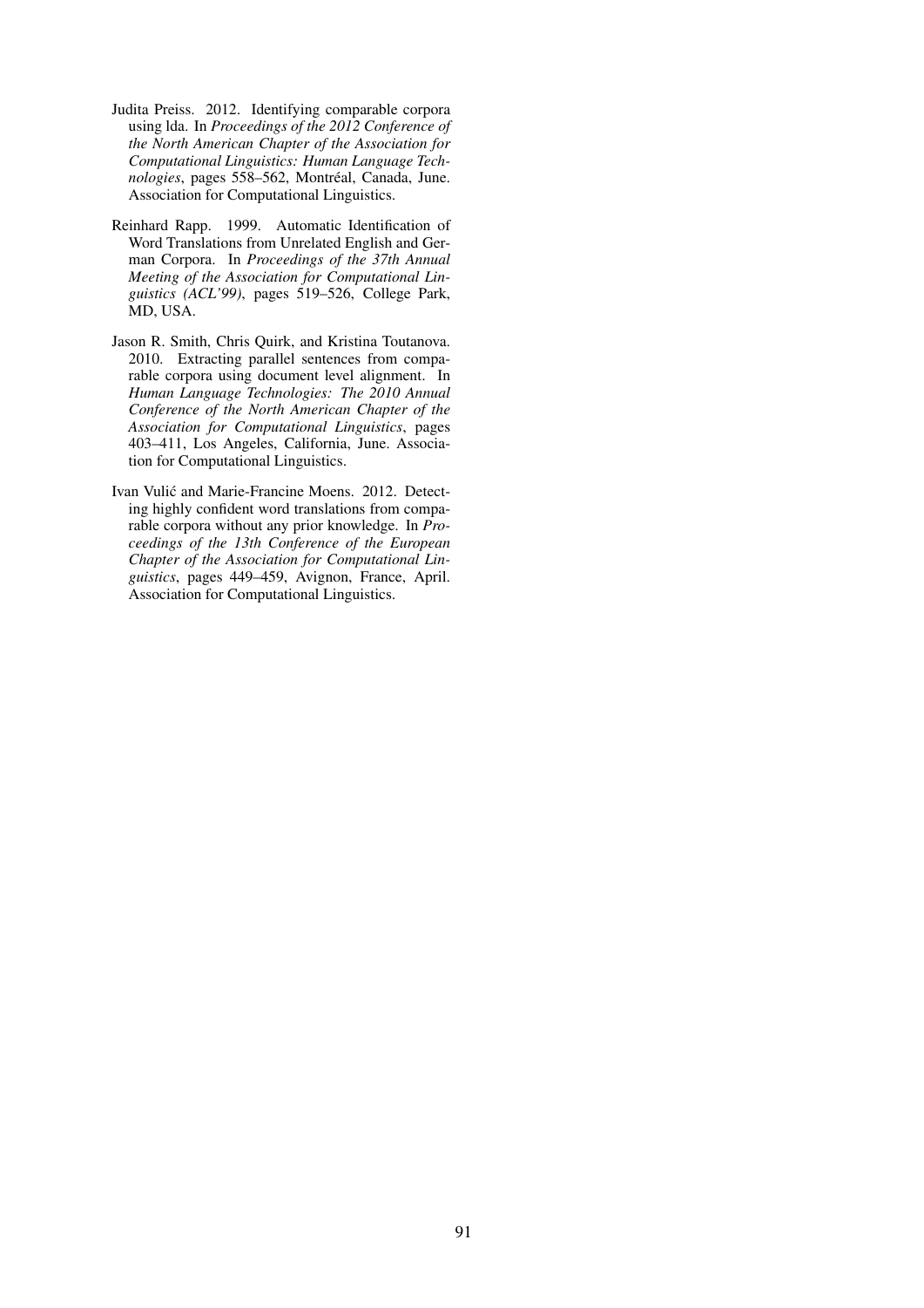Judita Preiss. 2012. Identifying comparable corpora using lda. In *Proceedings of the 2012 Conference of the North American Chapter of the Association for Computational Linguistics: Human Language Technologies*, pages 558–562, Montréal, Canada, June. Association for Computational Linguistics.

Reinhard Rapp. 1999. Automatic Identification of Word Translations from Unrelated English and German Corpora. In *Proceedings of the 37th Annual Meeting of the Association for Computational Linguistics (ACL'99)*, pages 519–526, College Park, MD, USA.

Jason R. Smith, Chris Quirk, and Kristina Toutanova. 2010. Extracting parallel sentences from comparable corpora using document level alignment. In *Human Language Technologies: The 2010 Annual Conference of the North American Chapter of the Association for Computational Linguistics*, pages 403–411, Los Angeles, California, June. Association for Computational Linguistics.

Ivan Vulić and Marie-Francine Moens. 2012. Detecting highly confident word translations from comparable corpora without any prior knowledge. In *Proceedings of the 13th Conference of the European Chapter of the Association for Computational Linguistics*, pages 449–459, Avignon, France, April. Association for Computational Linguistics.